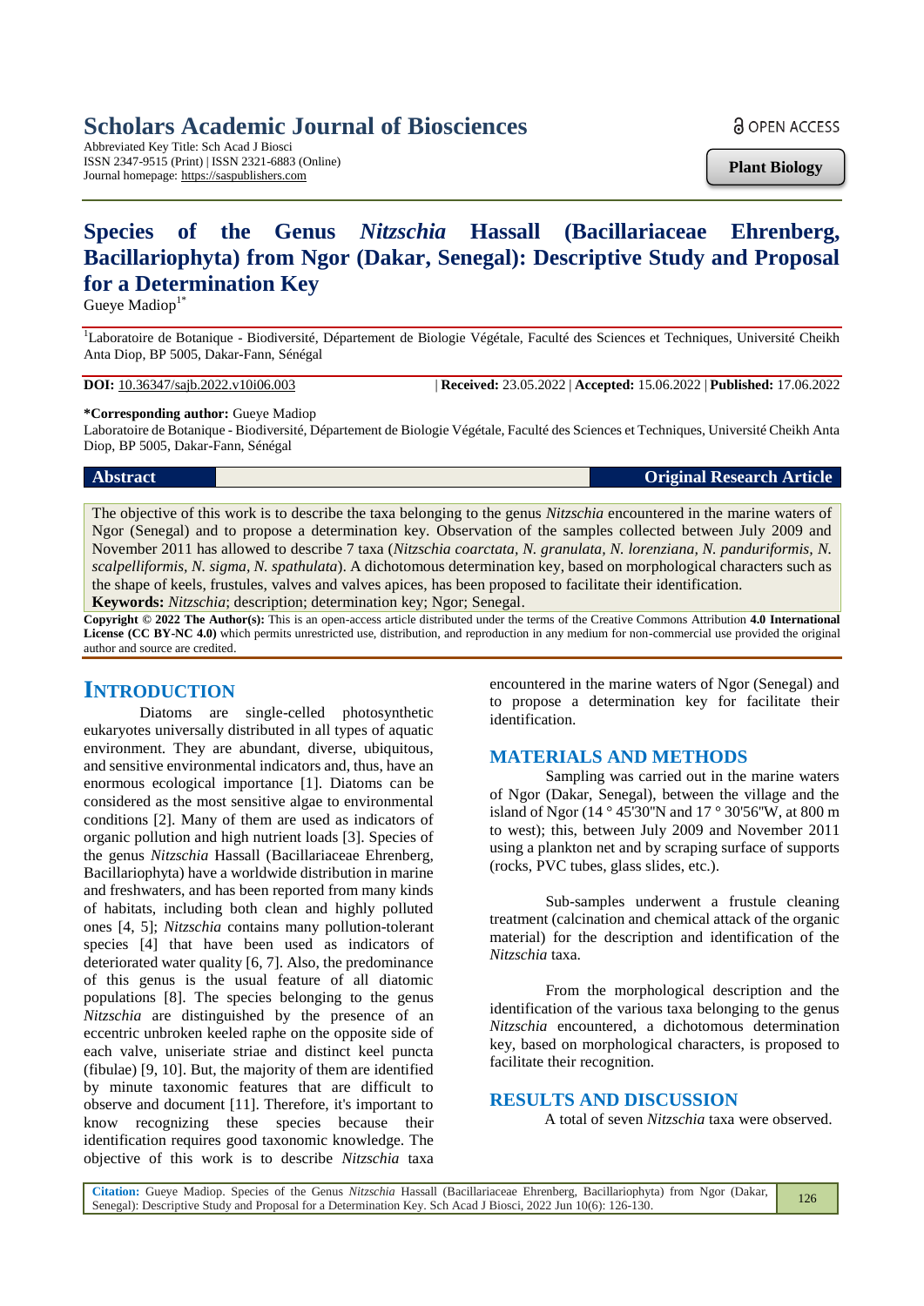Scholars Academic Journal of Biosciences

Abbreviated Key Title: Sch Acad J Biosci
ISSN 2347-9515 (Print) | ISSN 2321-6883 (Online)
Journal homepage: https://saspublishers.com

OPEN ACCESS

**Plant Biology**

# Species of the Genus *Nitzschia* Hassall (Bacillariaceae Ehrenberg, Bacillariophyta) from Ngor (Dakar, Senegal): Descriptive Study and Proposal for a Determination Key

Gueye Madiop[1*]

[1]Laboratoire de Botanique - Biodiversité, Département de Biologie Végétale, Faculté des Sciences et Techniques, Université Cheikh Anta Diop, BP 5005, Dakar-Fann, Sénégal

**DOI:** 10.36347/sajb.2022.v10i06.003 | **Received:** 23.05.2022 | **Accepted:** 15.06.2022 | **Published:** 17.06.2022

**\*Corresponding author:** Gueye Madiop
Laboratoire de Botanique - Biodiversité, Département de Biologie Végétale, Faculté des Sciences et Techniques, Université Cheikh Anta Diop, BP 5005, Dakar-Fann, Sénégal

**Abstract** **Original Research Article**

The objective of this work is to describe the taxa belonging to the genus *Nitzschia* encountered in the marine waters of Ngor (Senegal) and to propose a determination key. Observation of the samples collected between July 2009 and November 2011 has allowed to describe 7 taxa (*Nitzschia coarctata, N. granulata, N. lorenziana, N. panduriformis, N. scalpelliformis, N. sigma, N. spathulata*). A dichotomous determination key, based on morphological characters such as the shape of keels, frustules, valves and valves apices, has been proposed to facilitate their identification.

**Keywords:** *Nitzschia*; description; determination key; Ngor; Senegal.

**Copyright © 2022 The Author(s):** This is an open-access article distributed under the terms of the Creative Commons Attribution **4.0 International License (CC BY-NC 4.0)** which permits unrestricted use, distribution, and reproduction in any medium for non-commercial use provided the original author and source are credited.

## INTRODUCTION

Diatoms are single-celled photosynthetic eukaryotes universally distributed in all types of aquatic environment. They are abundant, diverse, ubiquitous, and sensitive environmental indicators and, thus, have an enormous ecological importance [1]. Diatoms can be considered as the most sensitive algae to environmental conditions [2]. Many of them are used as indicators of organic pollution and high nutrient loads [3]. Species of the genus *Nitzschia* Hassall (Bacillariaceae Ehrenberg, Bacillariophyta) have a worldwide distribution in marine and freshwaters, and has been reported from many kinds of habitats, including both clean and highly polluted ones [4, 5]; *Nitzschia* contains many pollution-tolerant species [4] that have been used as indicators of deteriorated water quality [6, 7]. Also, the predominance of this genus is the usual feature of all diatomic populations [8]. The species belonging to the genus *Nitzschia* are distinguished by the presence of an eccentric unbroken keeled raphe on the opposite side of each valve, uniseriate striae and distinct keel puncta (fibulae) [9, 10]. But, the majority of them are identified by minute taxonomic features that are difficult to observe and document [11]. Therefore, it's important to know recognizing these species because their identification requires good taxonomic knowledge. The objective of this work is to describe *Nitzschia* taxa encountered in the marine waters of Ngor (Senegal) and to propose a determination key for facilitate their identification.

## MATERIALS AND METHODS

Sampling was carried out in the marine waters of Ngor (Dakar, Senegal), between the village and the island of Ngor (14 ° 45'30''N and 17 ° 30'56''W, at 800 m to west); this, between July 2009 and November 2011 using a plankton net and by scraping surface of supports (rocks, PVC tubes, glass slides, etc.).

Sub-samples underwent a frustule cleaning treatment (calcination and chemical attack of the organic material) for the description and identification of the *Nitzschia* taxa.

From the morphological description and the identification of the various taxa belonging to the genus *Nitzschia* encountered, a dichotomous determination key, based on morphological characters, is proposed to facilitate their recognition.

## RESULTS AND DISCUSSION

A total of seven *Nitzschia* taxa were observed.

**Citation:** Gueye Madiop. Species of the Genus *Nitzschia* Hassall (Bacillariaceae Ehrenberg, Bacillariophyta) from Ngor (Dakar, Senegal): Descriptive Study and Proposal for a Determination Key. Sch Acad J Biosci, 2022 Jun 10(6): 126-130.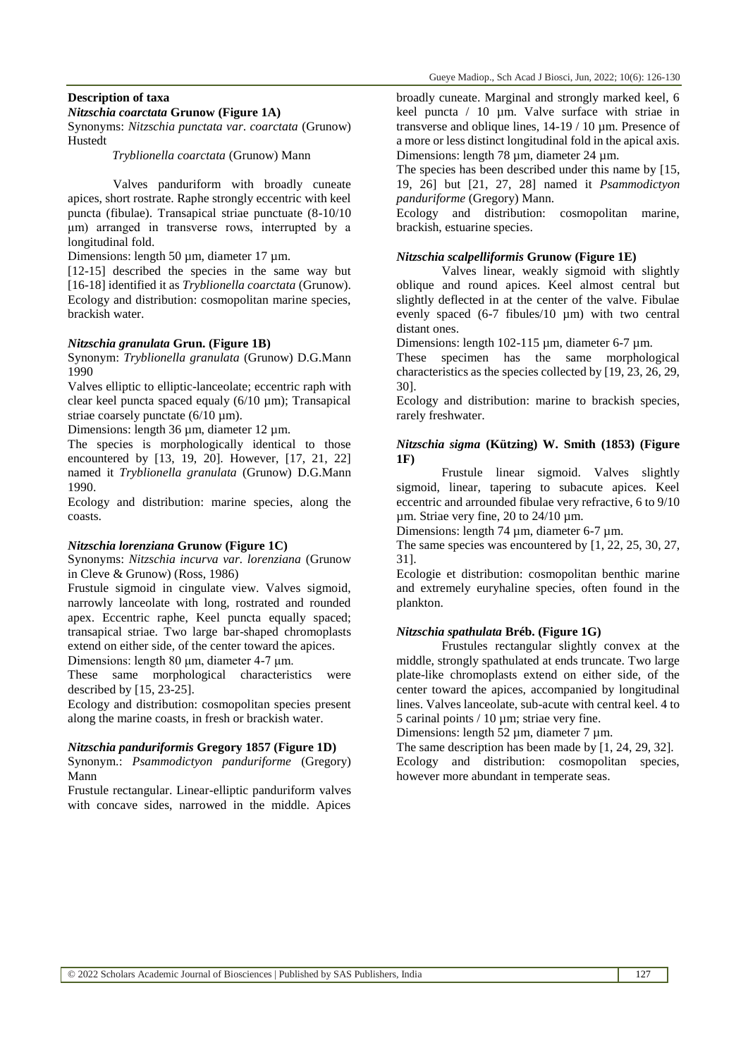## Description of taxa

### *Nitzschia coarctata* Grunow (Figure 1A)

Synonyms: *Nitzschia punctata var. coarctata* (Grunow) Hustedt

*Tryblionella coarctata* (Grunow) Mann

Valves panduriform with broadly cuneate apices, short rostrate. Raphe strongly eccentric with keel puncta (fibulae). Transapical striae punctuate (8-10/10 µm) arranged in transverse rows, interrupted by a longitudinal fold.

Dimensions: length 50 µm, diameter 17 µm.

[12-15] described the species in the same way but [16-18] identified it as *Tryblionella coarctata* (Grunow).

Ecology and distribution: cosmopolitan marine species, brackish water.

### *Nitzschia granulata* Grun. (Figure 1B)

Synonym: *Tryblionella granulata* (Grunow) D.G.Mann 1990

Valves elliptic to elliptic-lanceolate; eccentric raph with clear keel puncta spaced equaly (6/10 µm); Transapical striae coarsely punctate (6/10 µm).

Dimensions: length 36 µm, diameter 12 µm.

The species is morphologically identical to those encountered by [13, 19, 20]. However, [17, 21, 22] named it *Tryblionella granulata* (Grunow) D.G.Mann 1990.

Ecology and distribution: marine species, along the coasts.

### *Nitzschia lorenziana* Grunow (Figure 1C)

Synonyms: *Nitzschia incurva var. lorenziana* (Grunow in Cleve & Grunow) (Ross, 1986)

Frustule sigmoid in cingulate view. Valves sigmoid, narrowly lanceolate with long, rostrated and rounded apex. Eccentric raphe, Keel puncta equally spaced; transapical striae. Two large bar-shaped chromoplasts extend on either side, of the center toward the apices.

Dimensions: length 80 µm, diameter 4-7 µm.

These same morphological characteristics were described by [15, 23-25].

Ecology and distribution: cosmopolitan species present along the marine coasts, in fresh or brackish water.

### *Nitzschia panduriformis* Gregory 1857 (Figure 1D)

Synonym.: *Psammodictyon panduriforme* (Gregory) Mann

Frustule rectangular. Linear-elliptic panduriform valves with concave sides, narrowed in the middle. Apices broadly cuneate. Marginal and strongly marked keel, 6 keel puncta / 10 µm. Valve surface with striae in transverse and oblique lines, 14-19 / 10 µm. Presence of a more or less distinct longitudinal fold in the apical axis.

Dimensions: length 78 µm, diameter 24 µm.

The species has been described under this name by [15, 19, 26] but [21, 27, 28] named it *Psammodictyon panduriforme* (Gregory) Mann.

Ecology and distribution: cosmopolitan marine, brackish, estuarine species.

### *Nitzschia scalpelliformis* Grunow (Figure 1E)

Valves linear, weakly sigmoid with slightly oblique and round apices. Keel almost central but slightly deflected in at the center of the valve. Fibulae evenly spaced (6-7 fibules/10 µm) with two central distant ones.

Dimensions: length 102-115 µm, diameter 6-7 µm.

These specimen has the same morphological characteristics as the species collected by [19, 23, 26, 29, 30].

Ecology and distribution: marine to brackish species, rarely freshwater.

### *Nitzschia sigma* (Kützing) W. Smith (1853) (Figure 1F)

Frustule linear sigmoid. Valves slightly sigmoid, linear, tapering to subacute apices. Keel eccentric and arrounded fibulae very refractive, 6 to 9/10 µm. Striae very fine, 20 to 24/10 µm.

Dimensions: length 74 µm, diameter 6-7 µm.

The same species was encountered by [1, 22, 25, 30, 27, 31].

Ecologie et distribution: cosmopolitan benthic marine and extremely euryhaline species, often found in the plankton.

### *Nitzschia spathulata* Bréb. (Figure 1G)

Frustules rectangular slightly convex at the middle, strongly spathulated at ends truncate. Two large plate-like chromoplasts extend on either side, of the center toward the apices, accompanied by longitudinal lines. Valves lanceolate, sub-acute with central keel. 4 to 5 carinal points / 10 µm; striae very fine.

Dimensions: length 52 µm, diameter 7 µm.

The same description has been made by [1, 24, 29, 32].

Ecology and distribution: cosmopolitan species, however more abundant in temperate seas.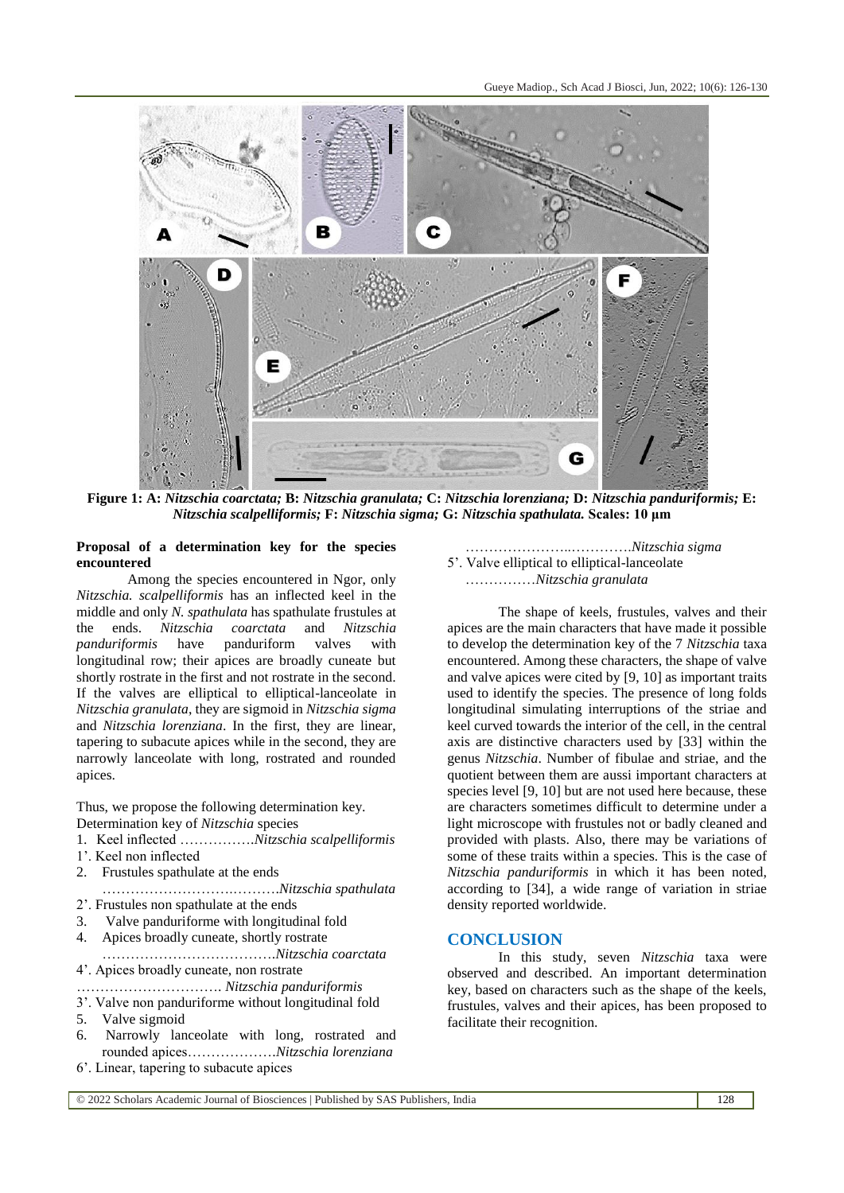**Figure 1: A:** ***Nitzschia coarctata;*** **B:** ***Nitzschia granulata;*** **C:** ***Nitzschia lorenziana;*** **D:** ***Nitzschia panduriformis;*** **E:** ***Nitzschia scalpelliformis;*** **F:** ***Nitzschia sigma;*** **G:** ***Nitzschia spathulata.*** **Scales: 10 µm**

**Proposal of a determination key for the species encountered**

Among the species encountered in Ngor, only *Nitzschia. scalpelliformis* has an inflected keel in the middle and only *N. spathulata* has spathulate frustules at the ends. *Nitzschia coarctata* and *Nitzschia panduriformis* have panduriform valves with longitudinal row; their apices are broadly cuneate but shortly rostrate in the first and not rostrate in the second. If the valves are elliptical to elliptical-lanceolate in *Nitzschia granulata*, they are sigmoid in *Nitzschia sigma* and *Nitzschia lorenziana*. In the first, they are linear, tapering to subacute apices while in the second, they are narrowly lanceolate with long, rostrated and rounded apices.

Thus, we propose the following determination key.

Determination key of *Nitzschia* species

1. Keel inflected …………….*Nitzschia scalpelliformis*

1'. Keel non inflected

2. Frustules spathulate at the ends
   …………………….……….*Nitzschia spathulata*

2'. Frustules non spathulate at the ends

3. Valve panduriforme with longitudinal fold

4. Apices broadly cuneate, shortly rostrate
   ……………………………….*Nitzschia coarctata*

4'. Apices broadly cuneate, non rostrate
   …………………………. *Nitzschia panduriformis*

3'. Valve non panduriforme without longitudinal fold

5. Valve sigmoid

6. Narrowly lanceolate with long, rostrated and rounded apices……………….*Nitzschia lorenziana*

6'. Linear, tapering to subacute apices
   ………………...………….*Nitzschia sigma*

5'. Valve elliptical to elliptical-lanceolate
   ……………*Nitzschia granulata*

The shape of keels, frustules, valves and their apices are the main characters that have made it possible to develop the determination key of the 7 *Nitzschia* taxa encountered. Among these characters, the shape of valve and valve apices were cited by [9, 10] as important traits used to identify the species. The presence of long folds longitudinal simulating interruptions of the striae and keel curved towards the interior of the cell, in the central axis are distinctive characters used by [33] within the genus *Nitzschia*. Number of fibulae and striae, and the quotient between them are aussi important characters at species level [9, 10] but are not used here because, these are characters sometimes difficult to determine under a light microscope with frustules not or badly cleaned and provided with plasts. Also, there may be variations of some of these traits within a species. This is the case of *Nitzschia panduriformis* in which it has been noted, according to [34], a wide range of variation in striae density reported worldwide.

## CONCLUSION

In this study, seven *Nitzschia* taxa were observed and described. An important determination key, based on characters such as the shape of the keels, frustules, valves and their apices, has been proposed to facilitate their recognition.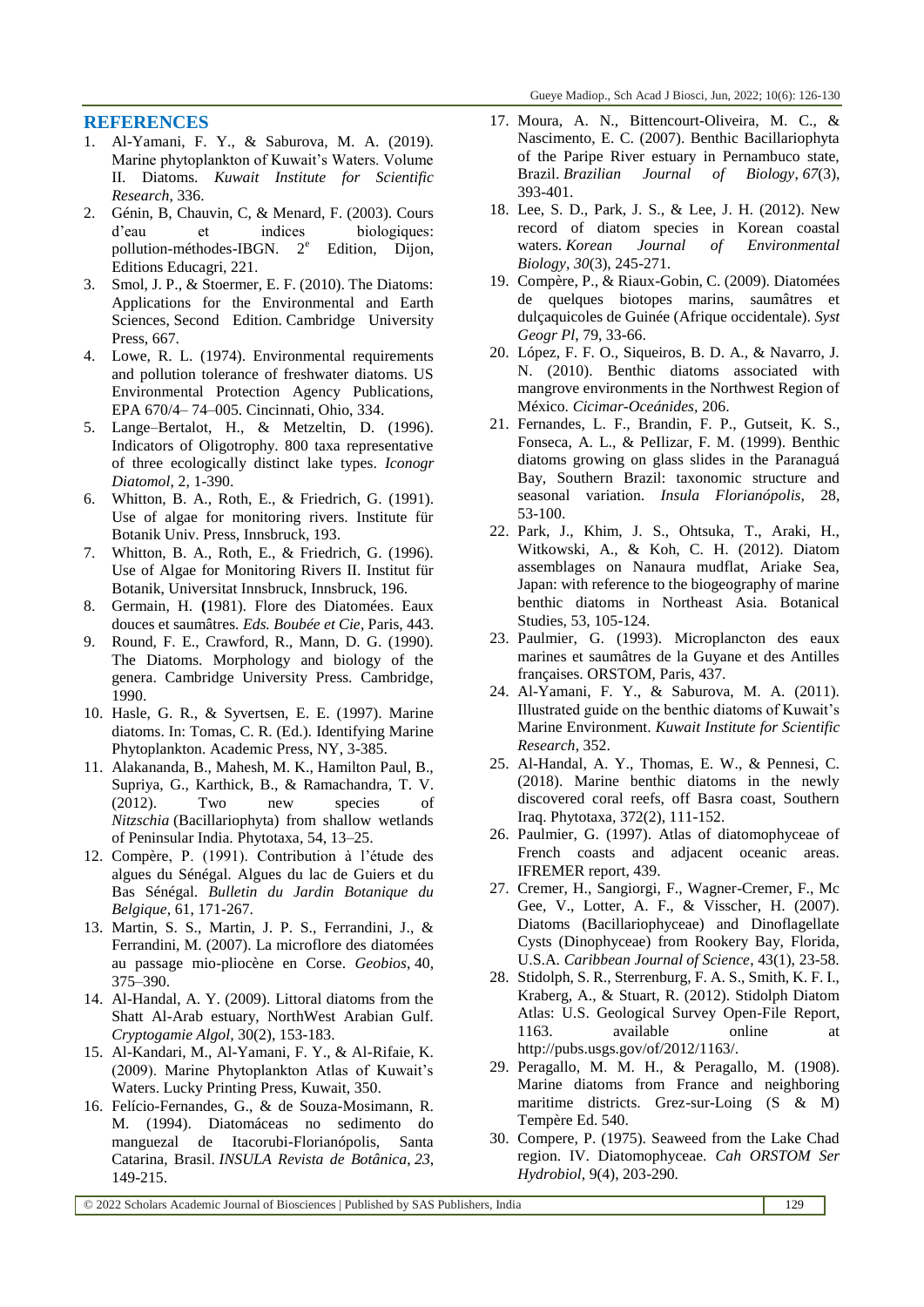## REFERENCES

1. Al-Yamani, F. Y., & Saburova, M. A. (2019). Marine phytoplankton of Kuwait's Waters. Volume II. Diatoms. *Kuwait Institute for Scientific Research*, 336.
2. Génin, B, Chauvin, C, & Menard, F. (2003). Cours d'eau et indices biologiques: pollution-méthodes-IBGN. 2e Edition, Dijon, Editions Educagri, 221.
3. Smol, J. P., & Stoermer, E. F. (2010). The Diatoms: Applications for the Environmental and Earth Sciences, Second Edition. Cambridge University Press, 667.
4. Lowe, R. L. (1974). Environmental requirements and pollution tolerance of freshwater diatoms. US Environmental Protection Agency Publications, EPA 670/4– 74–005. Cincinnati, Ohio, 334.
5. Lange–Bertalot, H., & Metzeltin, D. (1996). Indicators of Oligotrophy. 800 taxa representative of three ecologically distinct lake types. *Iconogr Diatomol*, 2, 1-390.
6. Whitton, B. A., Roth, E., & Friedrich, G. (1991). Use of algae for monitoring rivers. Institute für Botanik Univ. Press, Innsbruck, 193.
7. Whitton, B. A., Roth, E., & Friedrich, G. (1996). Use of Algae for Monitoring Rivers II. Institut für Botanik, Universitat Innsbruck, Innsbruck, 196.
8. Germain, H. **(**1981). Flore des Diatomées. Eaux douces et saumâtres. *Eds. Boubée et Cie*, Paris, 443.
9. Round, F. E., Crawford, R., Mann, D. G. (1990). The Diatoms. Morphology and biology of the genera. Cambridge University Press. Cambridge, 1990.
10. Hasle, G. R., & Syvertsen, E. E. (1997). Marine diatoms. In: Tomas, C. R. (Ed.). Identifying Marine Phytoplankton. Academic Press, NY, 3-385.
11. Alakananda, B., Mahesh, M. K., Hamilton Paul, B., Supriya, G., Karthick, B., & Ramachandra, T. V. (2012). Two new species of *Nitzschia* (Bacillariophyta) from shallow wetlands of Peninsular India. Phytotaxa, 54, 13–25.
12. Compère, P. (1991). Contribution à l'étude des algues du Sénégal. Algues du lac de Guiers et du Bas Sénégal. *Bulletin du Jardin Botanique du Belgique*, 61, 171-267.
13. Martin, S. S., Martin, J. P. S., Ferrandini, J., & Ferrandini, M. (2007). La microflore des diatomées au passage mio-pliocène en Corse. *Geobios*, 40, 375–390.
14. Al-Handal, A. Y. (2009). Littoral diatoms from the Shatt Al-Arab estuary, NorthWest Arabian Gulf. *Cryptogamie Algol*, 30(2), 153-183.
15. Al-Kandari, M., Al-Yamani, F. Y., & Al-Rifaie, K. (2009). Marine Phytoplankton Atlas of Kuwait's Waters. Lucky Printing Press, Kuwait, 350.
16. Felício-Fernandes, G., & de Souza-Mosimann, R. M. (1994). Diatomáceas no sedimento do manguezal de Itacorubi-Florianópolis, Santa Catarina, Brasil. *INSULA Revista de Botânica*, *23*, 149-215.
17. Moura, A. N., Bittencourt-Oliveira, M. C., & Nascimento, E. C. (2007). Benthic Bacillariophyta of the Paripe River estuary in Pernambuco state, Brazil. *Brazilian Journal of Biology*, *67*(3), 393-401.
18. Lee, S. D., Park, J. S., & Lee, J. H. (2012). New record of diatom species in Korean coastal waters. *Korean Journal of Environmental Biology*, *30*(3), 245-271.
19. Compère, P., & Riaux-Gobin, C. (2009). Diatomées de quelques biotopes marins, saumâtres et dulçaquicoles de Guinée (Afrique occidentale). *Syst Geogr Pl*, 79, 33-66.
20. López, F. F. O., Siqueiros, B. D. A., & Navarro, J. N. (2010). Benthic diatoms associated with mangrove environments in the Northwest Region of México. *Cicimar-Oceánides*, 206.
21. Fernandes, L. F., Brandin, F. P., Gutseit, K. S., Fonseca, A. L., & Pellizar, F. M. (1999). Benthic diatoms growing on glass slides in the Paranaguá Bay, Southern Brazil: taxonomic structure and seasonal variation. *Insula Florianópolis*, 28, 53-100.
22. Park, J., Khim, J. S., Ohtsuka, T., Araki, H., Witkowski, A., & Koh, C. H. (2012). Diatom assemblages on Nanaura mudflat, Ariake Sea, Japan: with reference to the biogeography of marine benthic diatoms in Northeast Asia. Botanical Studies, 53, 105-124.
23. Paulmier, G. (1993). Microplancton des eaux marines et saumâtres de la Guyane et des Antilles françaises. ORSTOM, Paris, 437.
24. Al-Yamani, F. Y., & Saburova, M. A. (2011). Illustrated guide on the benthic diatoms of Kuwait's Marine Environment. *Kuwait Institute for Scientific Research*, 352.
25. Al-Handal, A. Y., Thomas, E. W., & Pennesi, C. (2018). Marine benthic diatoms in the newly discovered coral reefs, off Basra coast, Southern Iraq. Phytotaxa, 372(2), 111-152.
26. Paulmier, G. (1997). Atlas of diatomophyceae of French coasts and adjacent oceanic areas. IFREMER report, 439.
27. Cremer, H., Sangiorgi, F., Wagner-Cremer, F., Mc Gee, V., Lotter, A. F., & Visscher, H. (2007). Diatoms (Bacillariophyceae) and Dinoflagellate Cysts (Dinophyceae) from Rookery Bay, Florida, U.S.A. *Caribbean Journal of Science*, 43(1), 23-58.
28. Stidolph, S. R., Sterrenburg, F. A. S., Smith, K. F. I., Kraberg, A., & Stuart, R. (2012). Stidolph Diatom Atlas: U.S. Geological Survey Open-File Report, 1163. available online at http://pubs.usgs.gov/of/2012/1163/.
29. Peragallo, M. M. H., & Peragallo, M. (1908). Marine diatoms from France and neighboring maritime districts. Grez-sur-Loing (S & M) Tempère Ed. 540.
30. Compere, P. (1975). Seaweed from the Lake Chad region. IV. Diatomophyceae. *Cah ORSTOM Ser Hydrobiol*, 9(4), 203-290.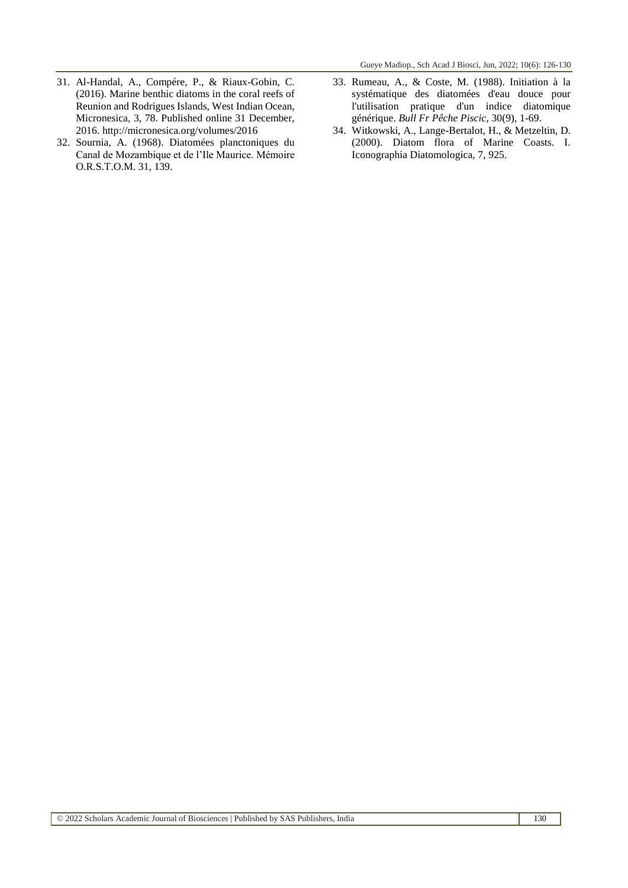31. Al-Handal, A., Compére, P., & Riaux-Gobin, C. (2016). Marine benthic diatoms in the coral reefs of Reunion and Rodrigues Islands, West Indian Ocean, Micronesica, 3, 78. Published online 31 December, 2016. http://micronesica.org/volumes/2016
32. Sournia, A. (1968). Diatomées planctoniques du Canal de Mozambique et de l'Ile Maurice. Mémoire O.R.S.T.O.M. 31, 139.
33. Rumeau, A., & Coste, M. (1988). Initiation à la systématique des diatomées d'eau douce pour l'utilisation pratique d'un indice diatomique générique. *Bull Fr Pêche Piscic*, 30(9), 1-69.
34. Witkowski, A., Lange-Bertalot, H., & Metzeltin, D. (2000). Diatom flora of Marine Coasts. I. Iconographia Diatomologica, 7, 925.